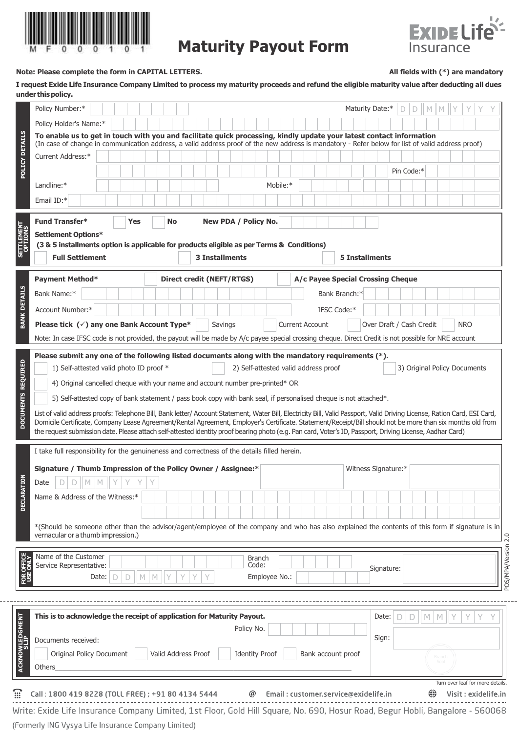MF000101

# Maturity Payout Form

**Exide Life Insurance**

**Note: Please complete the form in CAPITAL LETTERS.** **All fields with (*) are mandatory**

**I request Exide Life Insurance Company Limited to process my maturity proceeds and refund the eligible maturity value after deducting all dues under this policy.**

## POLICY DETAILS

Policy Number:* Maturity Date:* DD MM YYYY

Policy Holder's Name:*

**To enable us to get in touch with you and facilitate quick processing, kindly update your latest contact information**
(In case of change in communication address, a valid address proof of the new address is mandatory - Refer below for list of valid address proof)

Current Address:*

Pin Code:*

Landline:* Mobile:*

Email ID:*

## SETTLEMENT OPTIONS

**Fund Transfer*** ☐ **Yes** ☐ **No** **New PDA / Policy No.**

**Settlement Options***
**(3 & 5 installments option is applicable for products eligible as per Terms & Conditions)**

☐ **Full Settlement** ☐ **3 Installments** ☐ **5 Installments**

## BANK DETAILS

**Payment Method*** ☐ **Direct credit (NEFT/RTGS)** ☐ **A/c Payee Special Crossing Cheque**

Bank Name:* Bank Branch:*

Account Number:* IFSC Code:*

**Please tick (✓) any one Bank Account Type*** ☐ Savings ☐ Current Account ☐ Over Draft / Cash Credit ☐ NRO

Note: In case IFSC code is not provided, the payout will be made by A/c payee special crossing cheque. Direct Credit is not possible for NRE account

## DOCUMENTS REQUIRED

**Please submit any one of the following listed documents along with the mandatory requirements (*).**

☐ 1) Self-attested valid photo ID proof * ☐ 2) Self-attested valid address proof ☐ 3) Original Policy Documents

☐ 4) Original cancelled cheque with your name and account number pre-printed* OR

☐ 5) Self-attested copy of bank statement / pass book copy with bank seal, if personalised cheque is not attached*.

List of valid address proofs: Telephone Bill, Bank letter/ Account Statement, Water Bill, Electricity Bill, Valid Passport, Valid Driving License, Ration Card, ESI Card, Domicile Certificate, Company Lease Agreement/Rental Agreement, Employer's Certificate. Statement/Receipt/Bill should not be more than six months old from the request submission date. Please attach self-attested identity proof bearing photo (e.g. Pan card, Voter's ID, Passport, Driving License, Aadhar Card)

## DECLARATION

I take full responsibility for the genuineness and correctness of the details filled herein.

**Signature / Thumb Impression of the Policy Owner / Assignee:*** Witness Signature:*

Date DD MM YYYY

Name & Address of the Witness:*

*(Should be someone other than the advisor/agent/employee of the company and who has also explained the contents of this form if signature is in vernacular or a thumb impression.)

## FOR OFFICE USE ONLY

Name of the Customer Service Representative: Branch Code: Signature:

Date: DD MM YYYY Employee No.:

POS/MPA/Version 2.0

---

## ACKNOWLEDGMENT SLIP

**This is to acknowledge the receipt of application for Maturity Payout.** Date: DD MM YYYY

Policy No.

Documents received: Sign:

☐ Original Policy Document ☐ Valid Address Proof ☐ Identity Proof ☐ Bank account proof

Others\_\_\_\_\_\_\_\_\_\_\_\_\_\_\_\_\_\_\_\_\_\_\_\_\_\_\_\_\_\_\_\_

Branch Seal

Turn over leaf for more details.

Call : 1800 419 8228 (TOLL FREE) ; +91 80 4134 5444 Email : customer.service@exidelife.in Visit : exidelife.in

Write: Exide Life Insurance Company Limited, 1st Floor, Gold Hill Square, No. 690, Hosur Road, Begur Hobli, Bangalore - 560068

(Formerly ING Vysya Life Insurance Company Limited)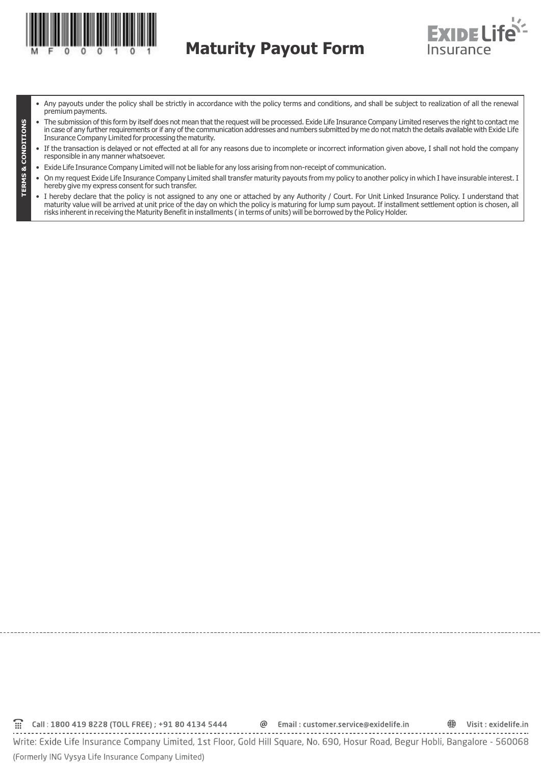MF000101

# Maturity Payout Form

EXIDE Life Insurance

## TERMS & CONDITIONS

- Any payouts under the policy shall be strictly in accordance with the policy terms and conditions, and shall be subject to realization of all the renewal premium payments.
- The submission of this form by itself does not mean that the request will be processed. Exide Life Insurance Company Limited reserves the right to contact me in case of any further requirements or if any of the communication addresses and numbers submitted by me do not match the details available with Exide Life Insurance Company Limited for processing the maturity.
- If the transaction is delayed or not effected at all for any reasons due to incomplete or incorrect information given above, I shall not hold the company responsible in any manner whatsoever.
- Exide Life Insurance Company Limited will not be liable for any loss arising from non-receipt of communication.
- On my request Exide Life Insurance Company Limited shall transfer maturity payouts from my policy to another policy in which I have insurable interest. I hereby give my express consent for such transfer.
- I hereby declare that the policy is not assigned to any one or attached by any Authority / Court. For Unit Linked Insurance Policy. I understand that maturity value will be arrived at unit price of the day on which the policy is maturing for lump sum payout. If installment settlement option is chosen, all risks inherent in receiving the Maturity Benefit in installments ( in terms of units) will be borrowed by the Policy Holder.

Call : 1800 419 8228 (TOLL FREE) ; +91 80 4134 5444 Email : customer.service@exidelife.in Visit : exidelife.in

Write: Exide Life Insurance Company Limited, 1st Floor, Gold Hill Square, No. 690, Hosur Road, Begur Hobli, Bangalore - 560068

(Formerly ING Vysya Life Insurance Company Limited)